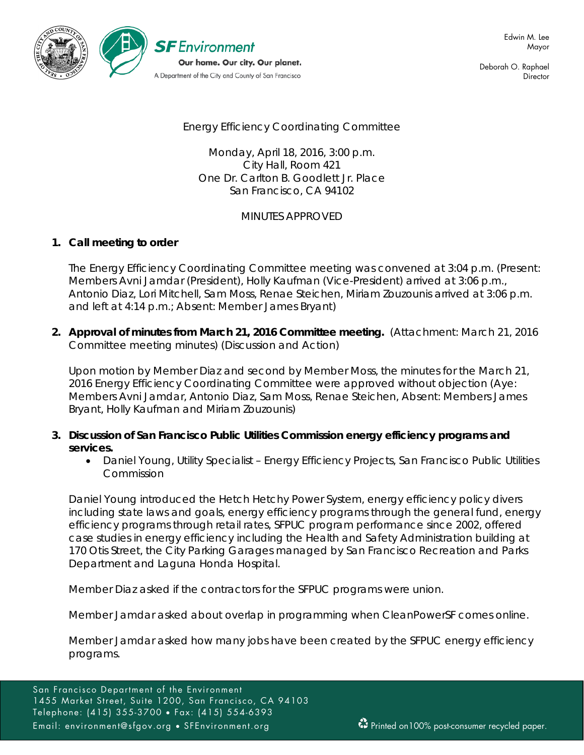Edwin M. Lee
Mayor

Deborah O. Raphael
Director

# Energy Efficiency Coordinating Committee

Monday, April 18, 2016, 3:00 p.m.
City Hall, Room 421
One Dr. Carlton B. Goodlett Jr. Place
San Francisco, CA 94102

MINUTES APPROVED

1. **Call meeting to order**

   The Energy Efficiency Coordinating Committee meeting was convened at 3:04 p.m. (Present: Members Avni Jamdar (President), Holly Kaufman (Vice-President) arrived at 3:06 p.m., Antonio Diaz, Lori Mitchell, Sam Moss, Renae Steichen, Miriam Zouzounis arrived at 3:06 p.m. and left at 4:14 p.m.; Absent: Member James Bryant)

2. **Approval of minutes from March 21, 2016 Committee meeting.** (Attachment: March 21, 2016 Committee meeting minutes) (Discussion and Action)

   Upon motion by Member Diaz and second by Member Moss, the minutes for the March 21, 2016 Energy Efficiency Coordinating Committee were approved without objection (Aye: Members Avni Jamdar, Antonio Diaz, Sam Moss, Renae Steichen, Absent: Members James Bryant, Holly Kaufman and Miriam Zouzounis)

3. **Discussion of San Francisco Public Utilities Commission energy efficiency programs and services.**
   - Daniel Young, Utility Specialist – Energy Efficiency Projects, San Francisco Public Utilities Commission

   Daniel Young introduced the Hetch Hetchy Power System, energy efficiency policy divers including state laws and goals, energy efficiency programs through the general fund, energy efficiency programs through retail rates, SFPUC program performance since 2002, offered case studies in energy efficiency including the Health and Safety Administration building at 170 Otis Street, the City Parking Garages managed by San Francisco Recreation and Parks Department and Laguna Honda Hospital.

   Member Diaz asked if the contractors for the SFPUC programs were union.

   Member Jamdar asked about overlap in programming when CleanPowerSF comes online.

   Member Jamdar asked how many jobs have been created by the SFPUC energy efficiency programs.

San Francisco Department of the Environment
1455 Market Street, Suite 1200, San Francisco, CA 94103
Telephone: (415) 355-3700 • Fax: (415) 554-6393
Email: environment@sfgov.org • SFEnvironment.org

Printed on100% post-consumer recycled paper.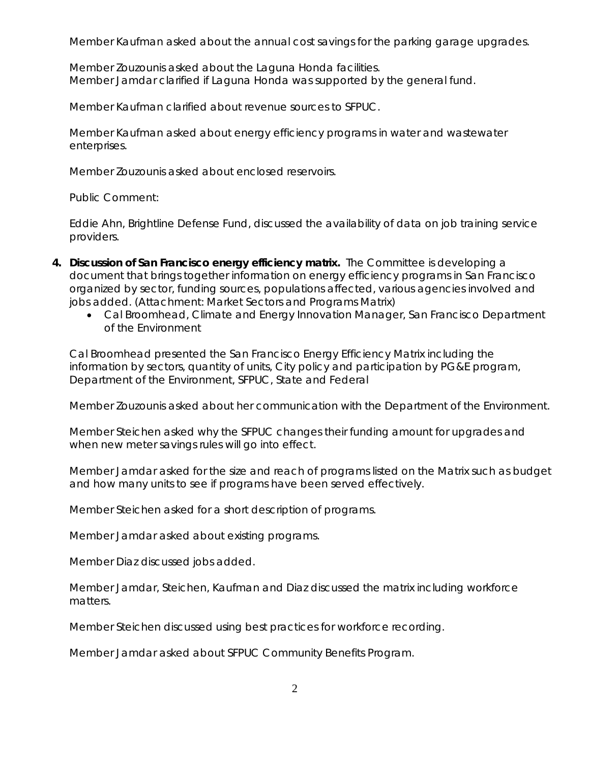Member Kaufman asked about the annual cost savings for the parking garage upgrades.

Member Zouzounis asked about the Laguna Honda facilities.
Member Jamdar clarified if Laguna Honda was supported by the general fund.

Member Kaufman clarified about revenue sources to SFPUC.

Member Kaufman asked about energy efficiency programs in water and wastewater enterprises.

Member Zouzounis asked about enclosed reservoirs.

Public Comment:

Eddie Ahn, Brightline Defense Fund, discussed the availability of data on job training service providers.

4. **Discussion of San Francisco energy efficiency matrix.** The Committee is developing a document that brings together information on energy efficiency programs in San Francisco organized by sector, funding sources, populations affected, various agencies involved and jobs added. (Attachment: Market Sectors and Programs Matrix)
   - Cal Broomhead, Climate and Energy Innovation Manager, San Francisco Department of the Environment

Cal Broomhead presented the San Francisco Energy Efficiency Matrix including the information by sectors, quantity of units, City policy and participation by PG&E program, Department of the Environment, SFPUC, State and Federal

Member Zouzounis asked about her communication with the Department of the Environment.

Member Steichen asked why the SFPUC changes their funding amount for upgrades and when new meter savings rules will go into effect.

Member Jamdar asked for the size and reach of programs listed on the Matrix such as budget and how many units to see if programs have been served effectively.

Member Steichen asked for a short description of programs.

Member Jamdar asked about existing programs.

Member Diaz discussed jobs added.

Member Jamdar, Steichen, Kaufman and Diaz discussed the matrix including workforce matters.

Member Steichen discussed using best practices for workforce recording.

Member Jamdar asked about SFPUC Community Benefits Program.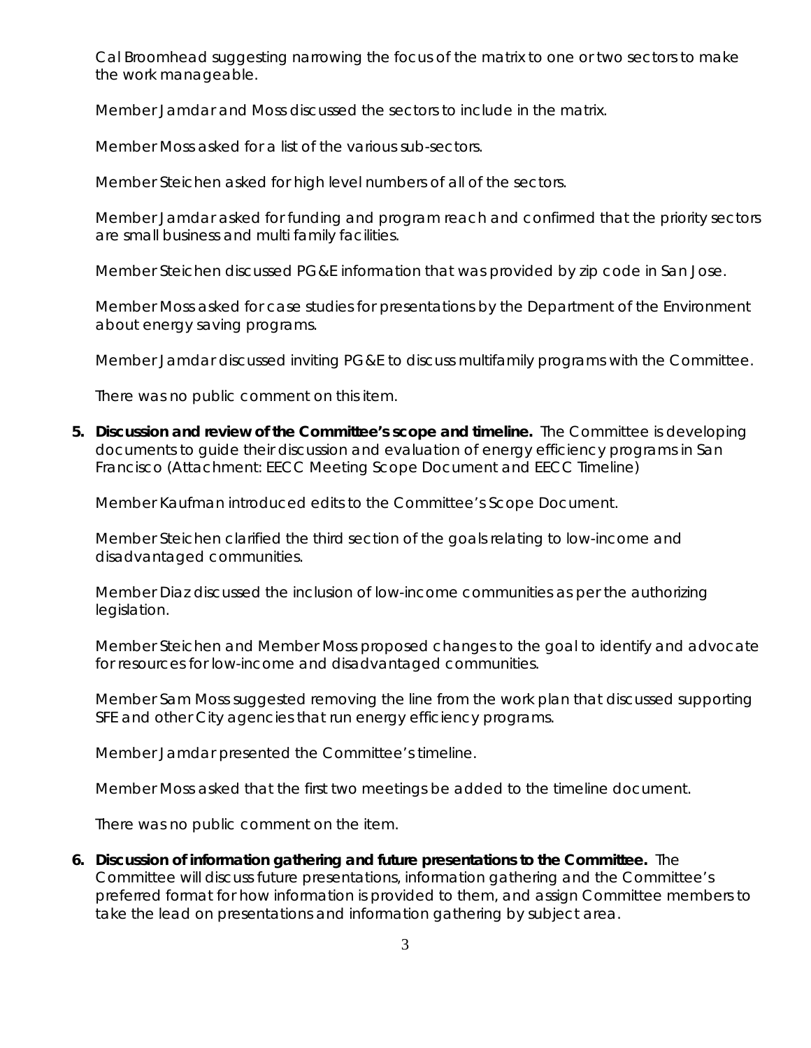Cal Broomhead suggesting narrowing the focus of the matrix to one or two sectors to make the work manageable.

Member Jamdar and Moss discussed the sectors to include in the matrix.

Member Moss asked for a list of the various sub-sectors.

Member Steichen asked for high level numbers of all of the sectors.

Member Jamdar asked for funding and program reach and confirmed that the priority sectors are small business and multi family facilities.

Member Steichen discussed PG&E information that was provided by zip code in San Jose.

Member Moss asked for case studies for presentations by the Department of the Environment about energy saving programs.

Member Jamdar discussed inviting PG&E to discuss multifamily programs with the Committee.

There was no public comment on this item.

5. **Discussion and review of the Committee's scope and timeline.** The Committee is developing documents to guide their discussion and evaluation of energy efficiency programs in San Francisco (Attachment: EECC Meeting Scope Document and EECC Timeline)

   Member Kaufman introduced edits to the Committee's Scope Document.

   Member Steichen clarified the third section of the goals relating to low-income and disadvantaged communities.

   Member Diaz discussed the inclusion of low-income communities as per the authorizing legislation.

   Member Steichen and Member Moss proposed changes to the goal to identify and advocate for resources for low-income and disadvantaged communities.

   Member Sam Moss suggested removing the line from the work plan that discussed supporting SFE and other City agencies that run energy efficiency programs.

   Member Jamdar presented the Committee's timeline.

   Member Moss asked that the first two meetings be added to the timeline document.

   There was no public comment on the item.

6. **Discussion of information gathering and future presentations to the Committee.** The Committee will discuss future presentations, information gathering and the Committee's preferred format for how information is provided to them, and assign Committee members to take the lead on presentations and information gathering by subject area.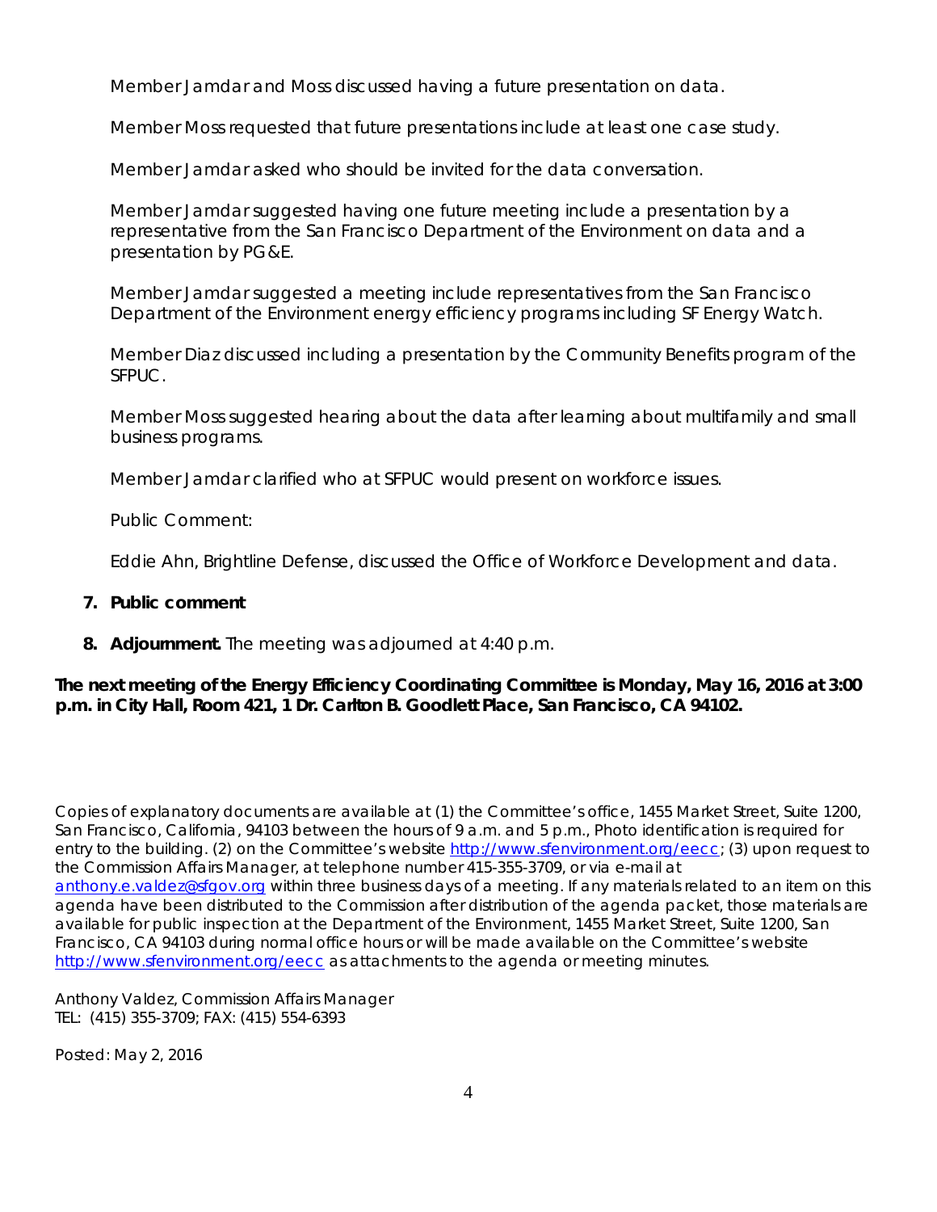Member Jamdar and Moss discussed having a future presentation on data.

Member Moss requested that future presentations include at least one case study.

Member Jamdar asked who should be invited for the data conversation.

Member Jamdar suggested having one future meeting include a presentation by a representative from the San Francisco Department of the Environment on data and a presentation by PG&E.

Member Jamdar suggested a meeting include representatives from the San Francisco Department of the Environment energy efficiency programs including SF Energy Watch.

Member Diaz discussed including a presentation by the Community Benefits program of the SFPUC.

Member Moss suggested hearing about the data after learning about multifamily and small business programs.

Member Jamdar clarified who at SFPUC would present on workforce issues.

Public Comment:

Eddie Ahn, Brightline Defense, discussed the Office of Workforce Development and data.

7. **Public comment**

8. **Adjournment.** The meeting was adjourned at 4:40 p.m.

**The next meeting of the Energy Efficiency Coordinating Committee is Monday, May 16, 2016 at 3:00 p.m. in City Hall, Room 421, 1 Dr. Carlton B. Goodlett Place, San Francisco, CA 94102.**

Copies of explanatory documents are available at (1) the Committee's office, 1455 Market Street, Suite 1200, San Francisco, California, 94103 between the hours of 9 a.m. and 5 p.m., Photo identification is required for entry to the building. (2) on the Committee's website http://www.sfenvironment.org/eecc; (3) upon request to the Commission Affairs Manager, at telephone number 415-355-3709, or via e-mail at anthony.e.valdez@sfgov.org within three business days of a meeting. If any materials related to an item on this agenda have been distributed to the Commission after distribution of the agenda packet, those materials are available for public inspection at the Department of the Environment, 1455 Market Street, Suite 1200, San Francisco, CA 94103 during normal office hours or will be made available on the Committee's website http://www.sfenvironment.org/eecc as attachments to the agenda or meeting minutes.

Anthony Valdez, Commission Affairs Manager
TEL: (415) 355-3709; FAX: (415) 554-6393

Posted: May 2, 2016